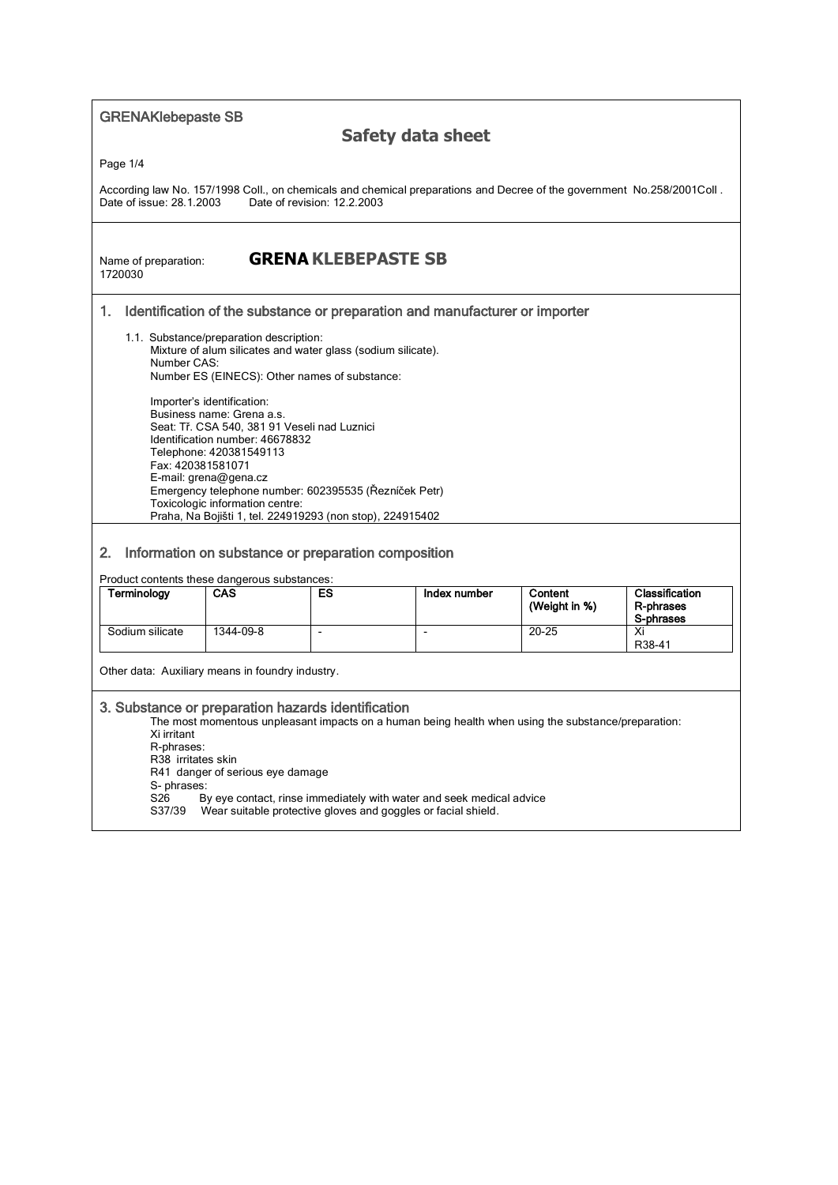GRENAKlebepaste SB

# Safety data sheet

According law No. 157/1998 Coll., on chemicals and chemical preparations and Decree of the government No.258/2001Coll .
Date of issue: 28.1.2003 Date of revision: 12.2.2003

Name of preparation: **GRENA KLEBEPASTE SB**
1720030

## 1. Identification of the substance or preparation and manufacturer or importer

1.1. Substance/preparation description:
Mixture of alum silicates and water glass (sodium silicate).
Number CAS:
Number ES (EINECS): Other names of substance:

Importer's identification:
Business name: Grena a.s.
Seat: Tř. CSA 540, 381 91 Veseli nad Luznici
Identification number: 46678832
Telephone: 420381549113
Fax: 420381581071
E-mail: grena@gena.cz
Emergency telephone number: 602395535 (Řezníček Petr)
Toxicologic information centre:
Praha, Na Bojišti 1, tel. 224919293 (non stop), 224915402

## 2. Information on substance or preparation composition

Product contents these dangerous substances:

| Terminology | CAS | ES | Index number | Content (Weight in %) | Classification R-phrases S-phrases |
|---|---|---|---|---|---|
| Sodium silicate | 1344-09-8 | - | - | 20-25 | Xi R38-41 |

Other data: Auxiliary means in foundry industry.

## 3. Substance or preparation hazards identification

The most momentous unpleasant impacts on a human being health when using the substance/preparation:
Xi irritant
R-phrases:
R38 irritates skin
R41 danger of serious eye damage
S- phrases:
S26 By eye contact, rinse immediately with water and seek medical advice
S37/39 Wear suitable protective gloves and goggles or facial shield.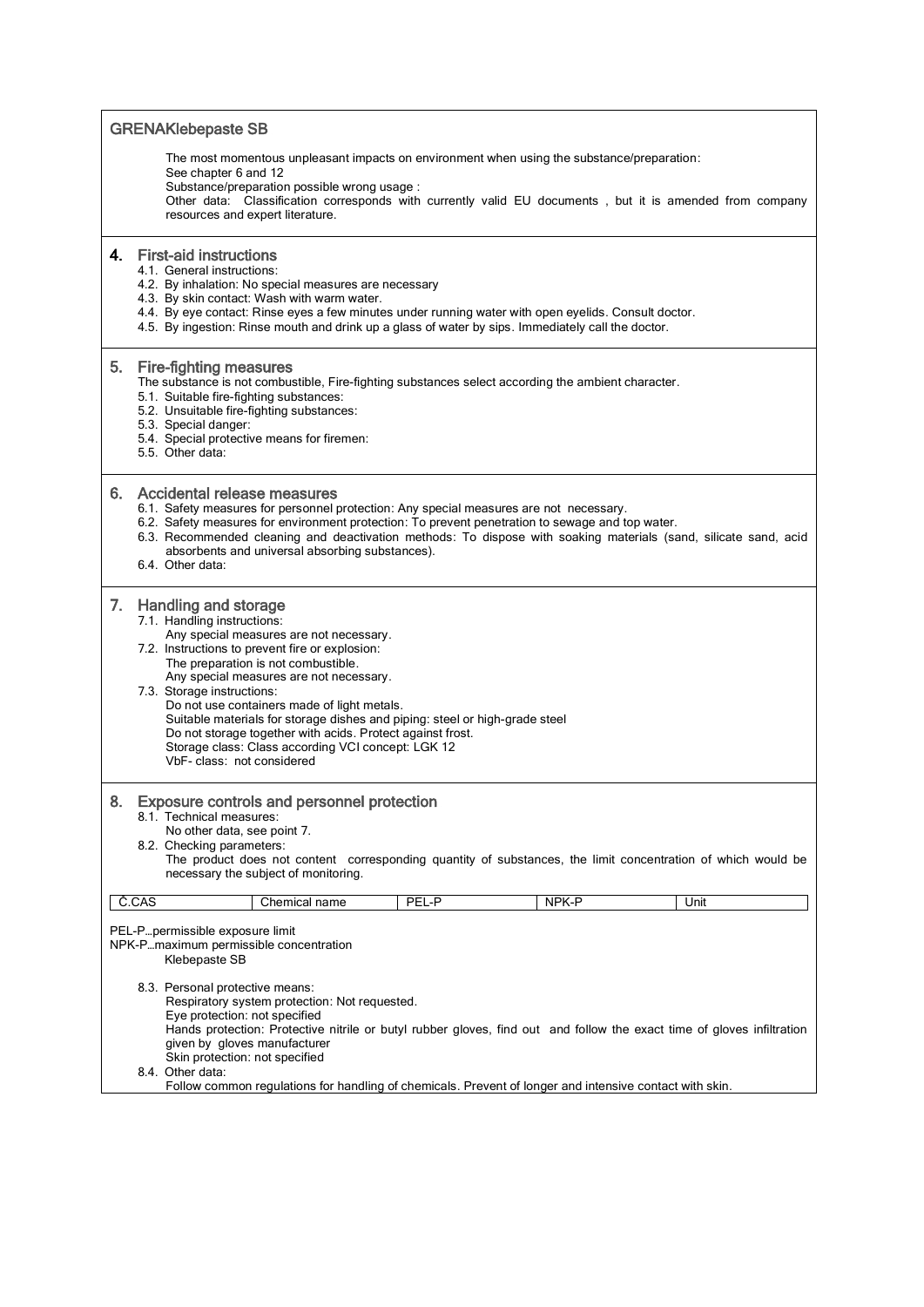GRENAKlebepaste SB

The most momentous unpleasant impacts on environment when using the substance/preparation:
See chapter 6 and 12
Substance/preparation possible wrong usage :
Other data: Classification corresponds with currently valid EU documents , but it is amended from company resources and expert literature.

## 4. First-aid instructions

4.1. General instructions:
4.2. By inhalation: No special measures are necessary
4.3. By skin contact: Wash with warm water.
4.4. By eye contact: Rinse eyes a few minutes under running water with open eyelids. Consult doctor.
4.5. By ingestion: Rinse mouth and drink up a glass of water by sips. Immediately call the doctor.

## 5. Fire-fighting measures

The substance is not combustible, Fire-fighting substances select according the ambient character.
5.1. Suitable fire-fighting substances:
5.2. Unsuitable fire-fighting substances:
5.3. Special danger:
5.4. Special protective means for firemen:
5.5. Other data:

## 6. Accidental release measures

6.1. Safety measures for personnel protection: Any special measures are not necessary.
6.2. Safety measures for environment protection: To prevent penetration to sewage and top water.
6.3. Recommended cleaning and deactivation methods: To dispose with soaking materials (sand, silicate sand, acid absorbents and universal absorbing substances).
6.4. Other data:

## 7. Handling and storage

7.1. Handling instructions:
Any special measures are not necessary.
7.2. Instructions to prevent fire or explosion:
The preparation is not combustible.
Any special measures are not necessary.
7.3. Storage instructions:
Do not use containers made of light metals.
Suitable materials for storage dishes and piping: steel or high-grade steel
Do not storage together with acids. Protect against frost.
Storage class: Class according VCI concept: LGK 12
VbF- class: not considered

## 8. Exposure controls and personnel protection

8.1. Technical measures:
No other data, see point 7.
8.2. Checking parameters:
The product does not content corresponding quantity of substances, the limit concentration of which would be necessary the subject of monitoring.

| Č.CAS | Chemical name | PEL-P | NPK-P | Unit |
|---|---|---|---|---|

PEL-P…permissible exposure limit
NPK-P…maximum permissible concentration
Klebepaste SB

8.3. Personal protective means:
Respiratory system protection: Not requested.
Eye protection: not specified
Hands protection: Protective nitrile or butyl rubber gloves, find out and follow the exact time of gloves infiltration given by gloves manufacturer
Skin protection: not specified
8.4. Other data:
Follow common regulations for handling of chemicals. Prevent of longer and intensive contact with skin.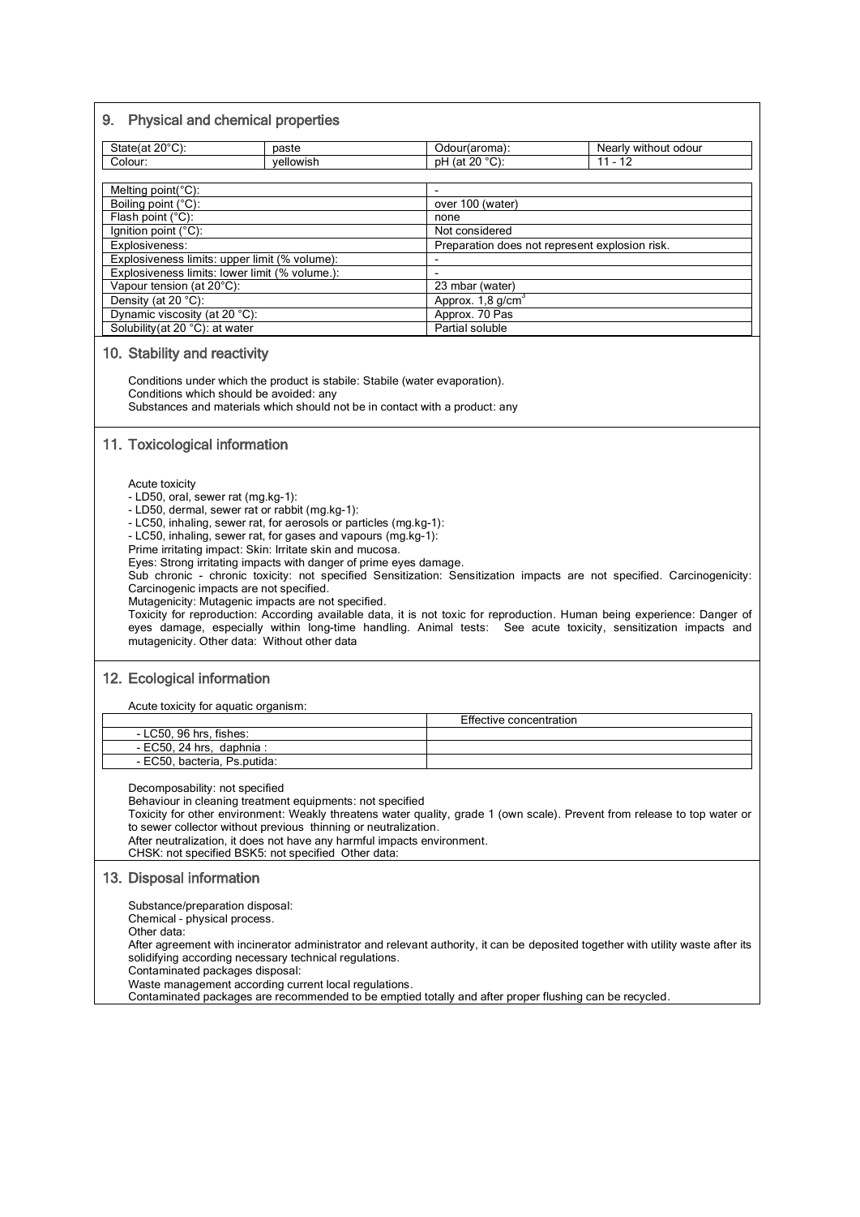## 9. Physical and chemical properties

| State(at 20°C): | paste | Odour(aroma): | Nearly without odour |
|---|---|---|---|
| Colour: | yellowish | pH (at 20 °C): | 11 - 12 |

| Property | Value |
|---|---|
| Melting point(°C): | - |
| Boiling point (°C): | over 100 (water) |
| Flash point (°C): | none |
| Ignition point (°C): | Not considered |
| Explosiveness: | Preparation does not represent explosion risk. |
| Explosiveness limits: upper limit (% volume): | - |
| Explosiveness limits: lower limit (% volume.): | - |
| Vapour tension (at 20°C): | 23 mbar (water) |
| Density (at 20 °C): | Approx. 1,8 g/cm$^3$ |
| Dynamic viscosity (at 20 °C): | Approx. 70 Pas |
| Solubility(at 20 °C): at water | Partial soluble |

## 10. Stability and reactivity

Conditions under which the product is stabile: Stabile (water evaporation).
Conditions which should be avoided: any
Substances and materials which should not be in contact with a product: any

## 11. Toxicological information

Acute toxicity
- LD50, oral, sewer rat (mg.kg-1):
- LD50, dermal, sewer rat or rabbit (mg.kg-1):
- LC50, inhaling, sewer rat, for aerosols or particles (mg.kg-1):
- LC50, inhaling, sewer rat, for gases and vapours (mg.kg-1):

Prime irritating impact: Skin: Irritate skin and mucosa.
Eyes: Strong irritating impacts with danger of prime eyes damage.
Sub chronic - chronic toxicity: not specified Sensitization: Sensitization impacts are not specified. Carcinogenicity: Carcinogenic impacts are not specified.
Mutagenicity: Mutagenic impacts are not specified.
Toxicity for reproduction: According available data, it is not toxic for reproduction. Human being experience: Danger of eyes damage, especially within long-time handling. Animal tests: See acute toxicity, sensitization impacts and mutagenicity. Other data: Without other data

## 12. Ecological information

Acute toxicity for aquatic organism:

| | Effective concentration |
|---|---|
| - LC50, 96 hrs, fishes: | |
| - EC50, 24 hrs, daphnia : | |
| - EC50, bacteria, Ps.putida: | |

Decomposability: not specified
Behaviour in cleaning treatment equipments: not specified
Toxicity for other environment: Weakly threatens water quality, grade 1 (own scale). Prevent from release to top water or to sewer collector without previous thinning or neutralization.
After neutralization, it does not have any harmful impacts environment.
CHSK: not specified BSK5: not specified Other data:

## 13. Disposal information

Substance/preparation disposal:
Chemical - physical process.
Other data:
After agreement with incinerator administrator and relevant authority, it can be deposited together with utility waste after its solidifying according necessary technical regulations.
Contaminated packages disposal:
Waste management according current local regulations.
Contaminated packages are recommended to be emptied totally and after proper flushing can be recycled.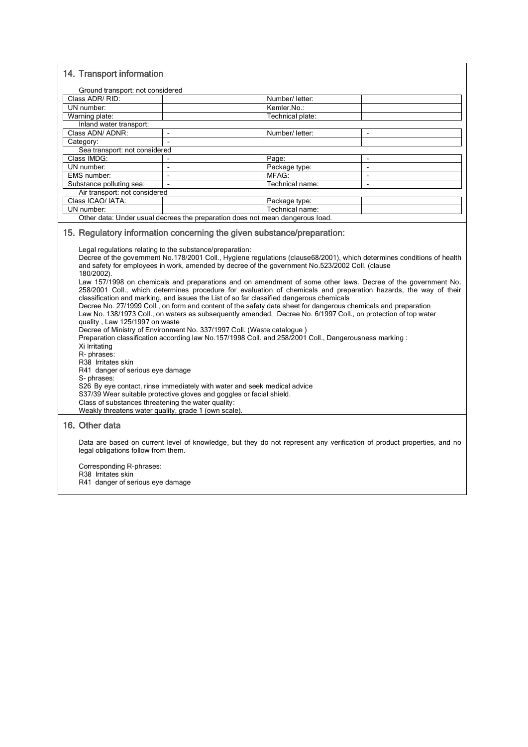## 14. Transport information

Ground transport: not considered

| | | | |
|---|---|---|---|
| Class ADR/ RID: | | Number/ letter: | |
| UN number: | | Kemler.No.: | |
| Warning plate: | | Technical plate: | |

Inland water transport:

| | | | |
|---|---|---|---|
| Class ADN/ ADNR: | - | Number/ letter: | - |
| Category: | - | | |

Sea transport: not considered

| | | | |
|---|---|---|---|
| Class IMDG: | - | Page: | - |
| UN number: | - | Package type: | - |
| EMS number: | - | MFAG: | - |
| Substance polluting sea: | - | Technical name: | - |

Air transport: not considered

| | | | |
|---|---|---|---|
| Class ICAO/ IATA: | | Package type: | |
| UN number: | | Technical name: | |

Other data: Under usual decrees the preparation does not mean dangerous load.

## 15. Regulatory information concerning the given substance/preparation:

Legal regulations relating to the substance/preparation:
Decree of the government No.178/2001 Coll., Hygiene regulations (clause68/2001), which determines conditions of health and safety for employees in work, amended by decree of the government No.523/2002 Coll. (clause 180/2002).
Law 157/1998 on chemicals and preparations and on amendment of some other laws. Decree of the government No. 258/2001 Coll., which determines procedure for evaluation of chemicals and preparation hazards, the way of their classification and marking, and issues the List of so far classified dangerous chemicals
Decree No. 27/1999 Coll., on form and content of the safety data sheet for dangerous chemicals and preparation
Law No. 138/1973 Coll., on waters as subsequently amended, Decree No. 6/1997 Coll., on protection of top water quality , Law 125/1997 on waste
Decree of Ministry of Environment No. 337/1997 Coll. (Waste catalogue )
Preparation classification according law No.157/1998 Coll. and 258/2001 Coll., Dangerousness marking :
Xi Irritating
R- phrases:
R38 Irritates skin
R41 danger of serious eye damage
S- phrases:
S26 By eye contact, rinse immediately with water and seek medical advice
S37/39 Wear suitable protective gloves and goggles or facial shield.
Class of substances threatening the water quality:
Weakly threatens water quality, grade 1 (own scale).

## 16. Other data

Data are based on current level of knowledge, but they do not represent any verification of product properties, and no legal obligations follow from them.

Corresponding R-phrases:
R38 Irritates skin
R41 danger of serious eye damage